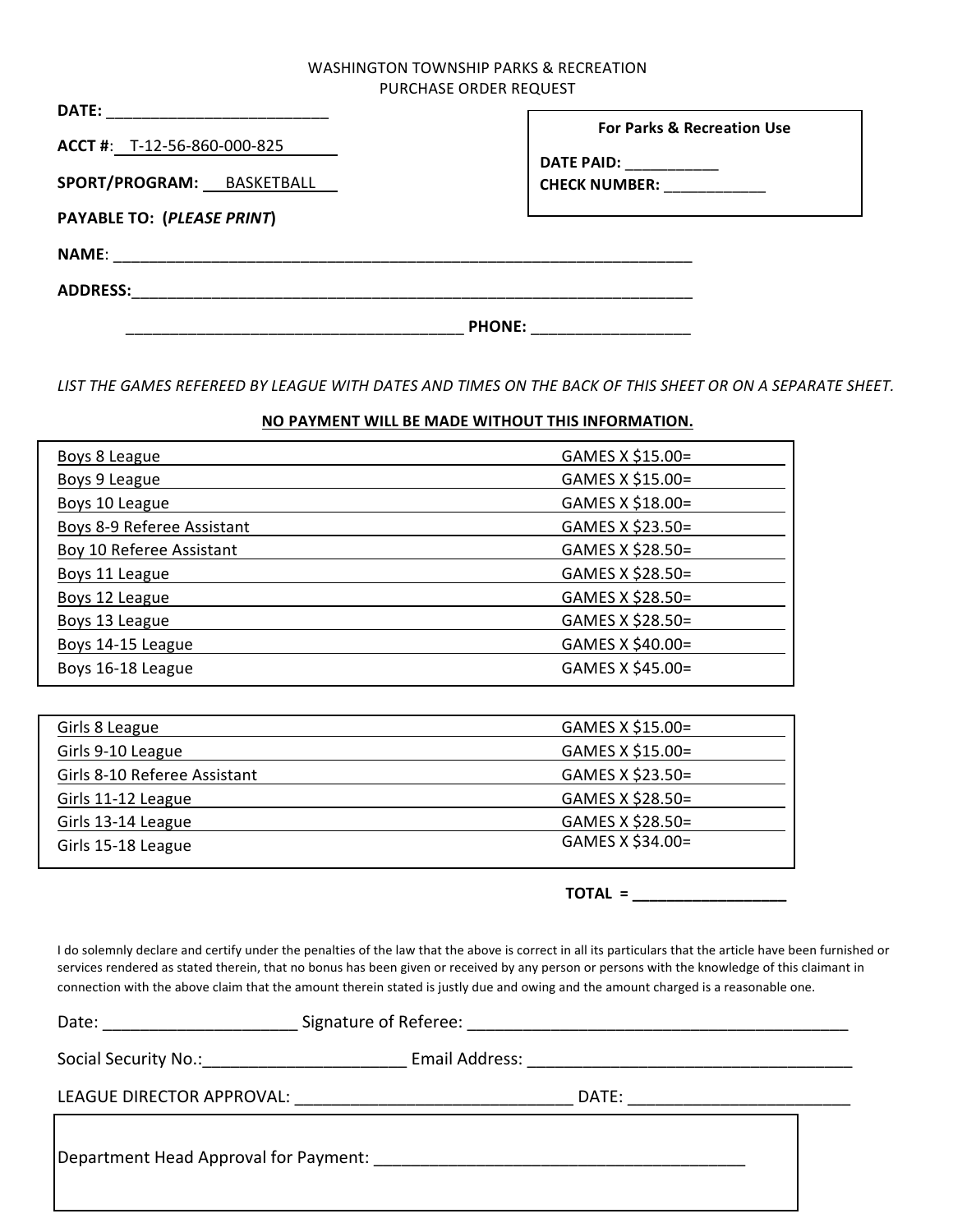WASHINGTON TOWNSHIP PARKS & RECREATION
PURCHASE ORDER REQUEST

**DATE:** ___________________________

**ACCT #**: T-12-56-860-000-825

**SPORT/PROGRAM:** BASKETBALL

| For Parks & Recreation Use |
|---|
| **DATE PAID:** ___________ |
| **CHECK NUMBER:** ____________ |

**PAYABLE TO: (*PLEASE PRINT*)**

**NAME**: ______________________________________________________________________

**ADDRESS:**____________________________________________________________________

________________________________________ **PHONE:** __________________

*LIST THE GAMES REFEREED BY LEAGUE WITH DATES AND TIMES ON THE BACK OF THIS SHEET OR ON A SEPARATE SHEET.*

**NO PAYMENT WILL BE MADE WITHOUT THIS INFORMATION.**

| League | Rate |
|---|---|
| Boys 8 League | GAMES X $15.00= |
| Boys 9 League | GAMES X $15.00= |
| Boys 10 League | GAMES X $18.00= |
| Boys 8-9 Referee Assistant | GAMES X $23.50= |
| Boy 10 Referee Assistant | GAMES X $28.50= |
| Boys 11 League | GAMES X $28.50= |
| Boys 12 League | GAMES X $28.50= |
| Boys 13 League | GAMES X $28.50= |
| Boys 14-15 League | GAMES X $40.00= |
| Boys 16-18 League | GAMES X $45.00= |

| League | Rate |
|---|---|
| Girls 8 League | GAMES X $15.00= |
| Girls 9-10 League | GAMES X $15.00= |
| Girls 8-10 Referee Assistant | GAMES X $23.50= |
| Girls 11-12 League | GAMES X $28.50= |
| Girls 13-14 League | GAMES X $28.50= |
| Girls 15-18 League | GAMES X $34.00= |

**TOTAL = __________________**

I do solemnly declare and certify under the penalties of the law that the above is correct in all its particulars that the article have been furnished or services rendered as stated therein, that no bonus has been given or received by any person or persons with the knowledge of this claimant in connection with the above claim that the amount therein stated is justly due and owing and the amount charged is a reasonable one.

Date: _____________________ Signature of Referee: __________________________________________

Social Security No.:______________________ Email Address: ____________________________________

LEAGUE DIRECTOR APPROVAL: _______________________________ DATE: _________________________

Department Head Approval for Payment: _________________________________________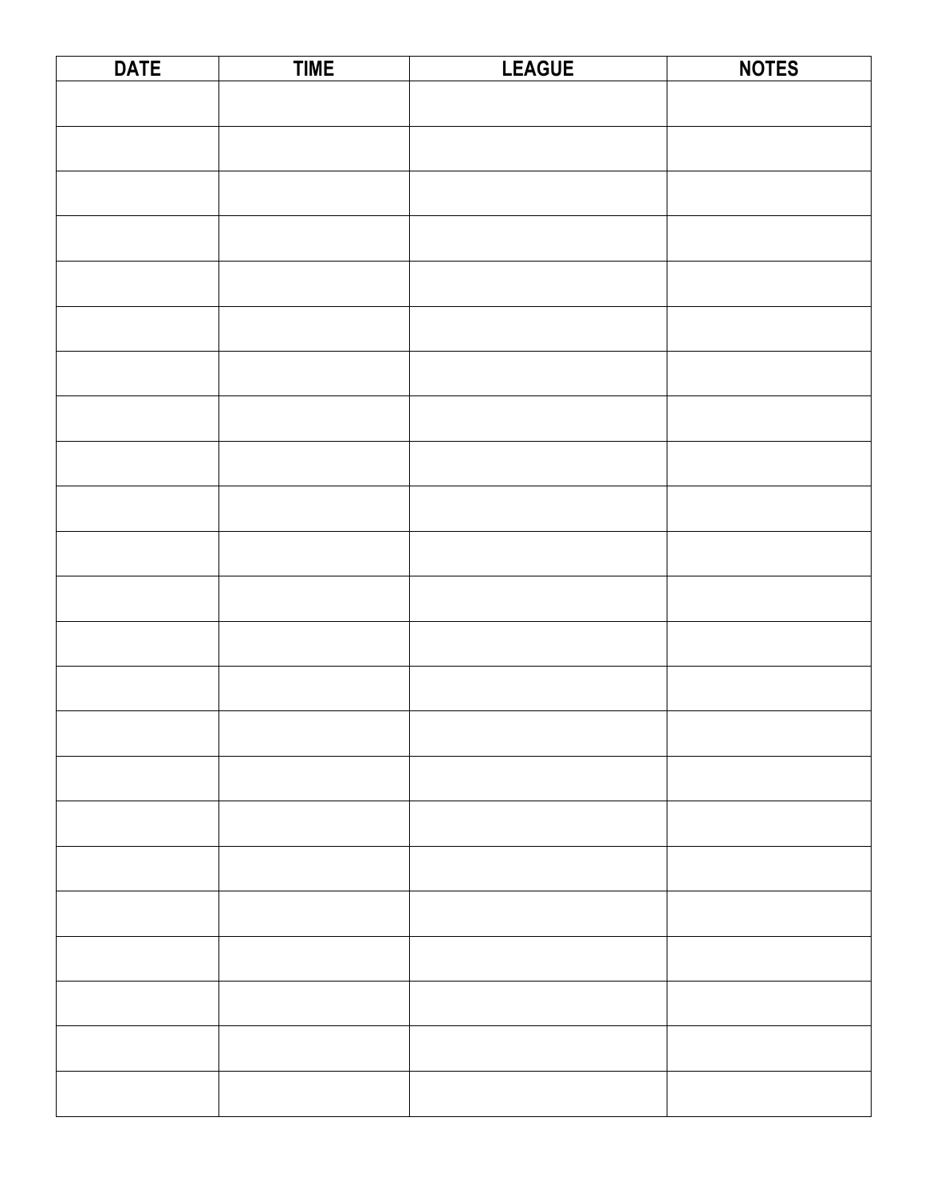| DATE | TIME | LEAGUE | NOTES |
| --- | --- | --- | --- |
| | | | |
| | | | |
| | | | |
| | | | |
| | | | |
| | | | |
| | | | |
| | | | |
| | | | |
| | | | |
| | | | |
| | | | |
| | | | |
| | | | |
| | | | |
| | | | |
| | | | |
| | | | |
| | | | |
| | | | |
| | | | |
| | | | |
| | | | |